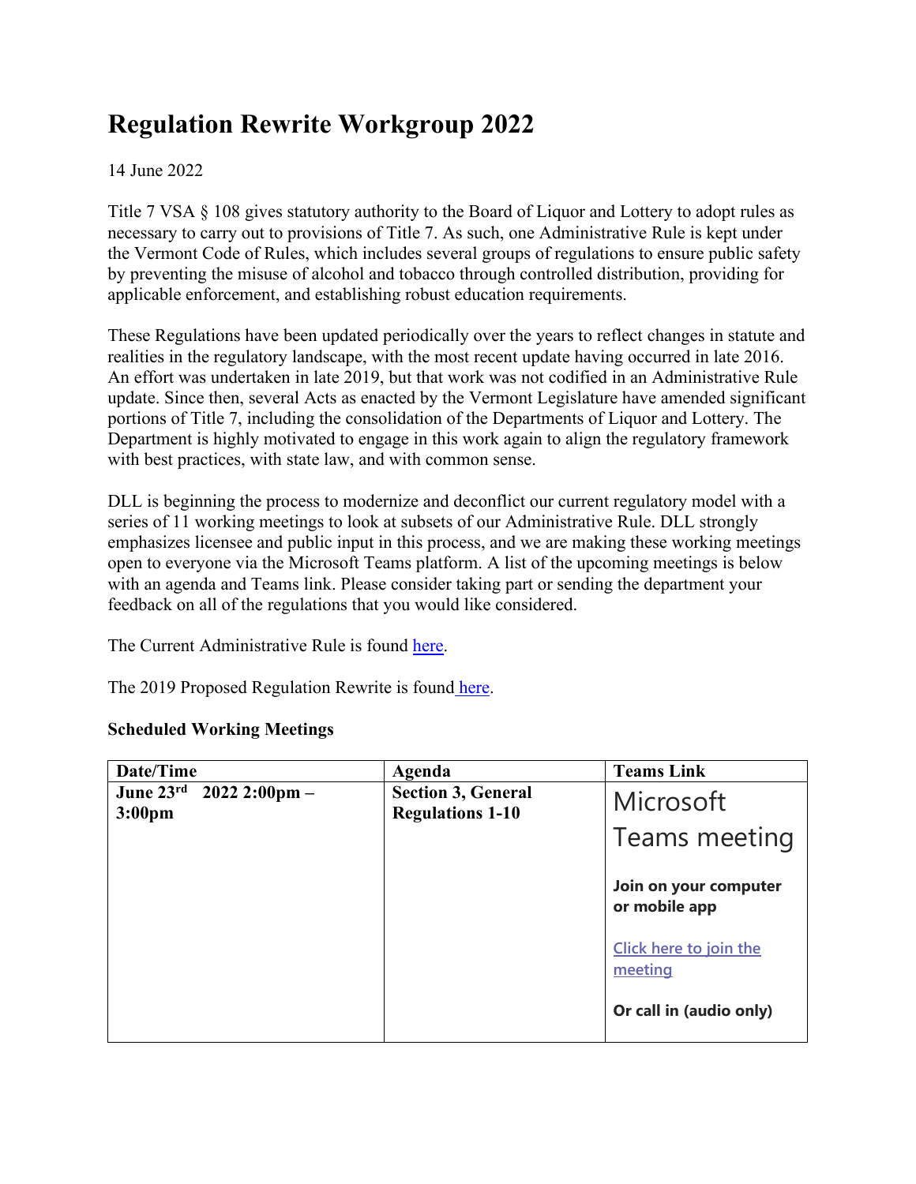# Regulation Rewrite Workgroup 2022

14 June 2022

Title 7 VSA § 108 gives statutory authority to the Board of Liquor and Lottery to adopt rules as necessary to carry out to provisions of Title 7. As such, one Administrative Rule is kept under the Vermont Code of Rules, which includes several groups of regulations to ensure public safety by preventing the misuse of alcohol and tobacco through controlled distribution, providing for applicable enforcement, and establishing robust education requirements.

These Regulations have been updated periodically over the years to reflect changes in statute and realities in the regulatory landscape, with the most recent update having occurred in late 2016. An effort was undertaken in late 2019, but that work was not codified in an Administrative Rule update. Since then, several Acts as enacted by the Vermont Legislature have amended significant portions of Title 7, including the consolidation of the Departments of Liquor and Lottery. The Department is highly motivated to engage in this work again to align the regulatory framework with best practices, with state law, and with common sense.

DLL is beginning the process to modernize and deconflict our current regulatory model with a series of 11 working meetings to look at subsets of our Administrative Rule. DLL strongly emphasizes licensee and public input in this process, and we are making these working meetings open to everyone via the Microsoft Teams platform. A list of the upcoming meetings is below with an agenda and Teams link. Please consider taking part or sending the department your feedback on all of the regulations that you would like considered.

The Current Administrative Rule is found here.

The 2019 Proposed Regulation Rewrite is found here.

**Scheduled Working Meetings**

| Date/Time | Agenda | Teams Link |
|---|---|---|
| **June 23rd 2022 2:00pm – 3:00pm** | **Section 3, General Regulations 1-10** | Microsoft Teams meeting<br>**Join on your computer or mobile app**<br>Click here to join the meeting<br>**Or call in (audio only)** |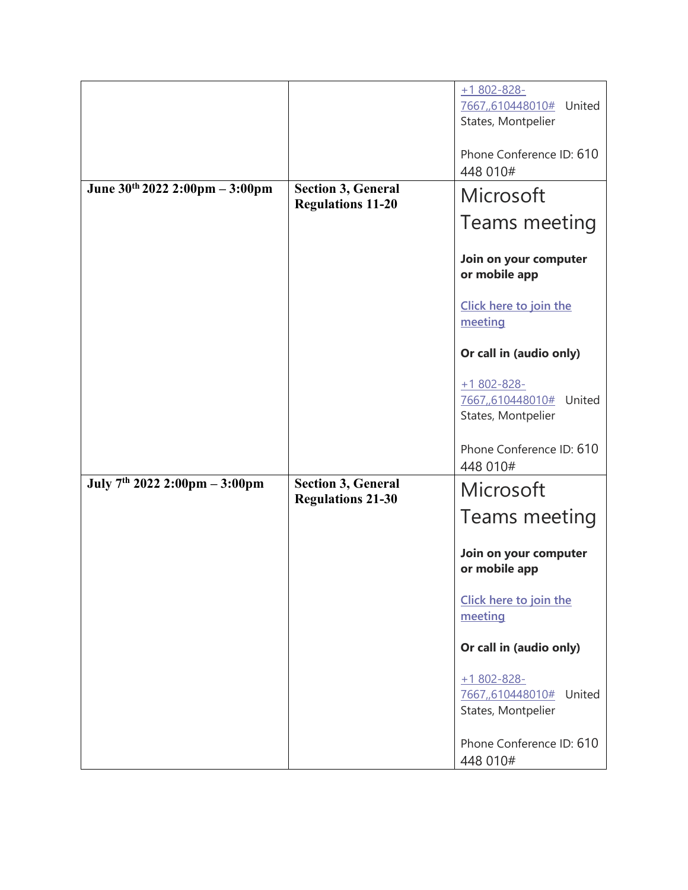| | | |
|---|---|---|
| | | +1 802-828-7667,,610448010# United States, Montpelier<br><br>Phone Conference ID: 610 448 010# |
| **June 30th 2022 2:00pm – 3:00pm** | **Section 3, General Regulations 11-20** | Microsoft Teams meeting<br><br>**Join on your computer or mobile app**<br><br>Click here to join the meeting<br><br>**Or call in (audio only)**<br><br>+1 802-828-7667,,610448010# United States, Montpelier<br><br>Phone Conference ID: 610 448 010# |
| **July 7th 2022 2:00pm – 3:00pm** | **Section 3, General Regulations 21-30** | Microsoft Teams meeting<br><br>**Join on your computer or mobile app**<br><br>Click here to join the meeting<br><br>**Or call in (audio only)**<br><br>+1 802-828-7667,,610448010# United States, Montpelier<br><br>Phone Conference ID: 610 448 010# |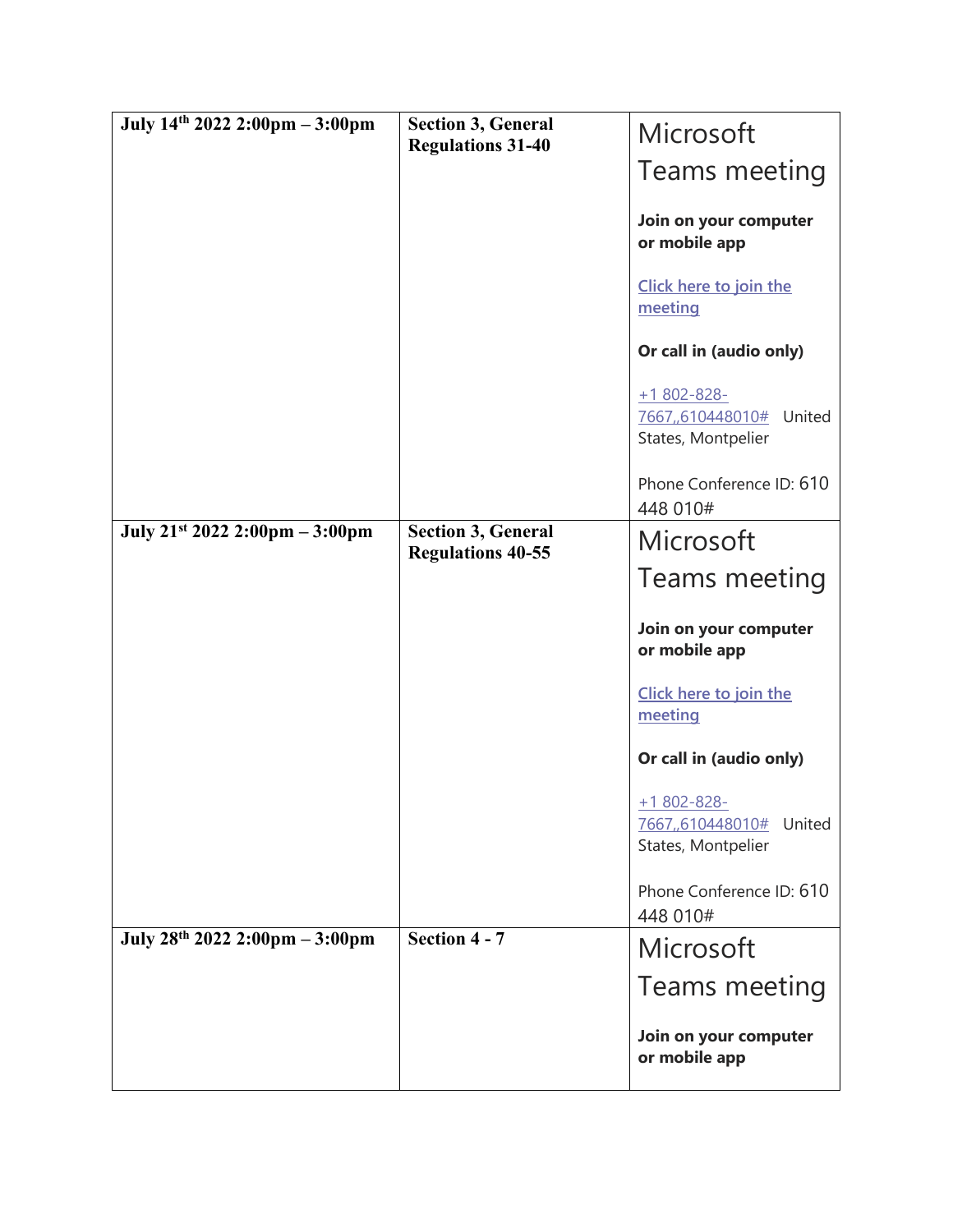| | | |
|---|---|---|
| **July 14th 2022 2:00pm – 3:00pm** | **Section 3, General Regulations 31-40** | Microsoft Teams meeting<br><br>**Join on your computer or mobile app**<br><br>Click here to join the meeting<br><br>**Or call in (audio only)**<br><br>+1 802-828-7667,,610448010# United States, Montpelier<br><br>Phone Conference ID: 610 448 010# |
| **July 21st 2022 2:00pm – 3:00pm** | **Section 3, General Regulations 40-55** | Microsoft Teams meeting<br><br>**Join on your computer or mobile app**<br><br>Click here to join the meeting<br><br>**Or call in (audio only)**<br><br>+1 802-828-7667,,610448010# United States, Montpelier<br><br>Phone Conference ID: 610 448 010# |
| **July 28th 2022 2:00pm – 3:00pm** | **Section 4 - 7** | Microsoft Teams meeting<br><br>**Join on your computer or mobile app** |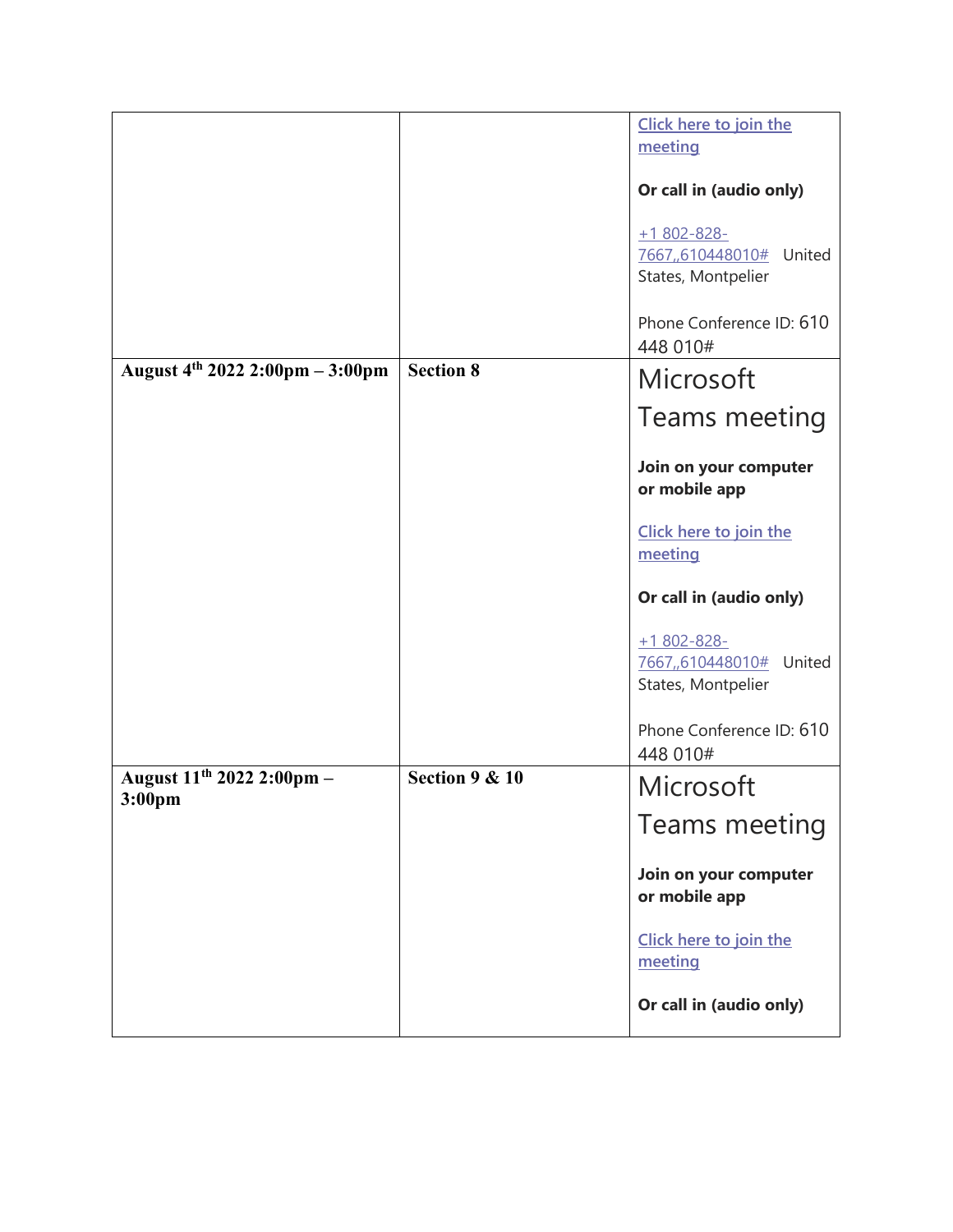| | | |
|---|---|---|
| | | Click here to join the meeting<br><br>**Or call in (audio only)**<br><br>+1 802-828-7667,,610448010# United States, Montpelier<br><br>Phone Conference ID: 610 448 010# |
| **August 4th 2022 2:00pm – 3:00pm** | **Section 8** | Microsoft Teams meeting<br><br>**Join on your computer or mobile app**<br><br>Click here to join the meeting<br><br>**Or call in (audio only)**<br><br>+1 802-828-7667,,610448010# United States, Montpelier<br><br>Phone Conference ID: 610 448 010# |
| **August 11th 2022 2:00pm – 3:00pm** | **Section 9 & 10** | Microsoft Teams meeting<br><br>**Join on your computer or mobile app**<br><br>Click here to join the meeting<br><br>**Or call in (audio only)** |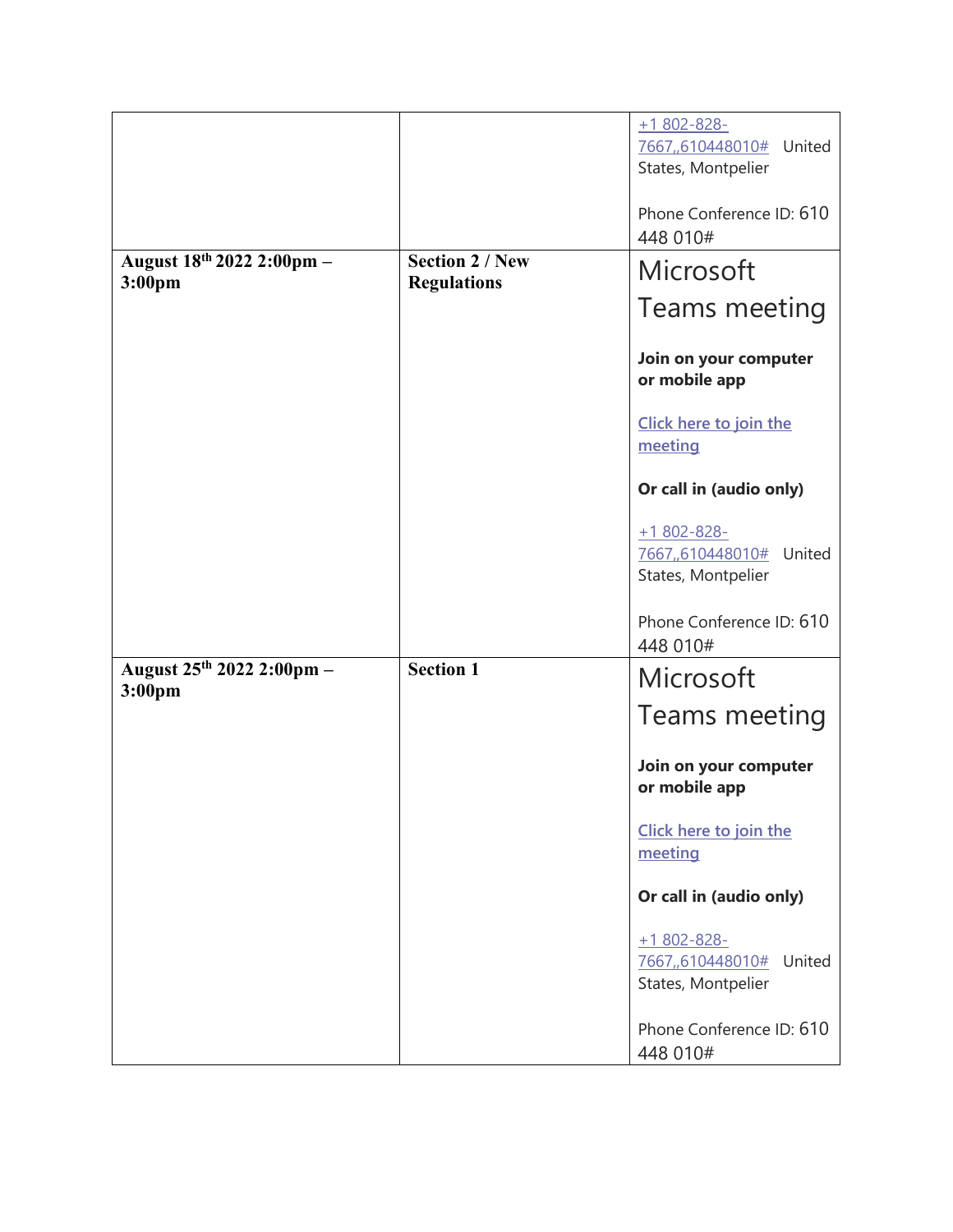| | | |
|---|---|---|
| | | +1 802-828-7667,,610448010# United States, Montpelier<br><br>Phone Conference ID: 610 448 010# |
| **August 18th 2022 2:00pm – 3:00pm** | **Section 2 / New Regulations** | Microsoft Teams meeting<br><br>**Join on your computer or mobile app**<br><br>Click here to join the meeting<br><br>**Or call in (audio only)**<br><br>+1 802-828-7667,,610448010# United States, Montpelier<br><br>Phone Conference ID: 610 448 010# |
| **August 25th 2022 2:00pm – 3:00pm** | **Section 1** | Microsoft Teams meeting<br><br>**Join on your computer or mobile app**<br><br>Click here to join the meeting<br><br>**Or call in (audio only)**<br><br>+1 802-828-7667,,610448010# United States, Montpelier<br><br>Phone Conference ID: 610 448 010# |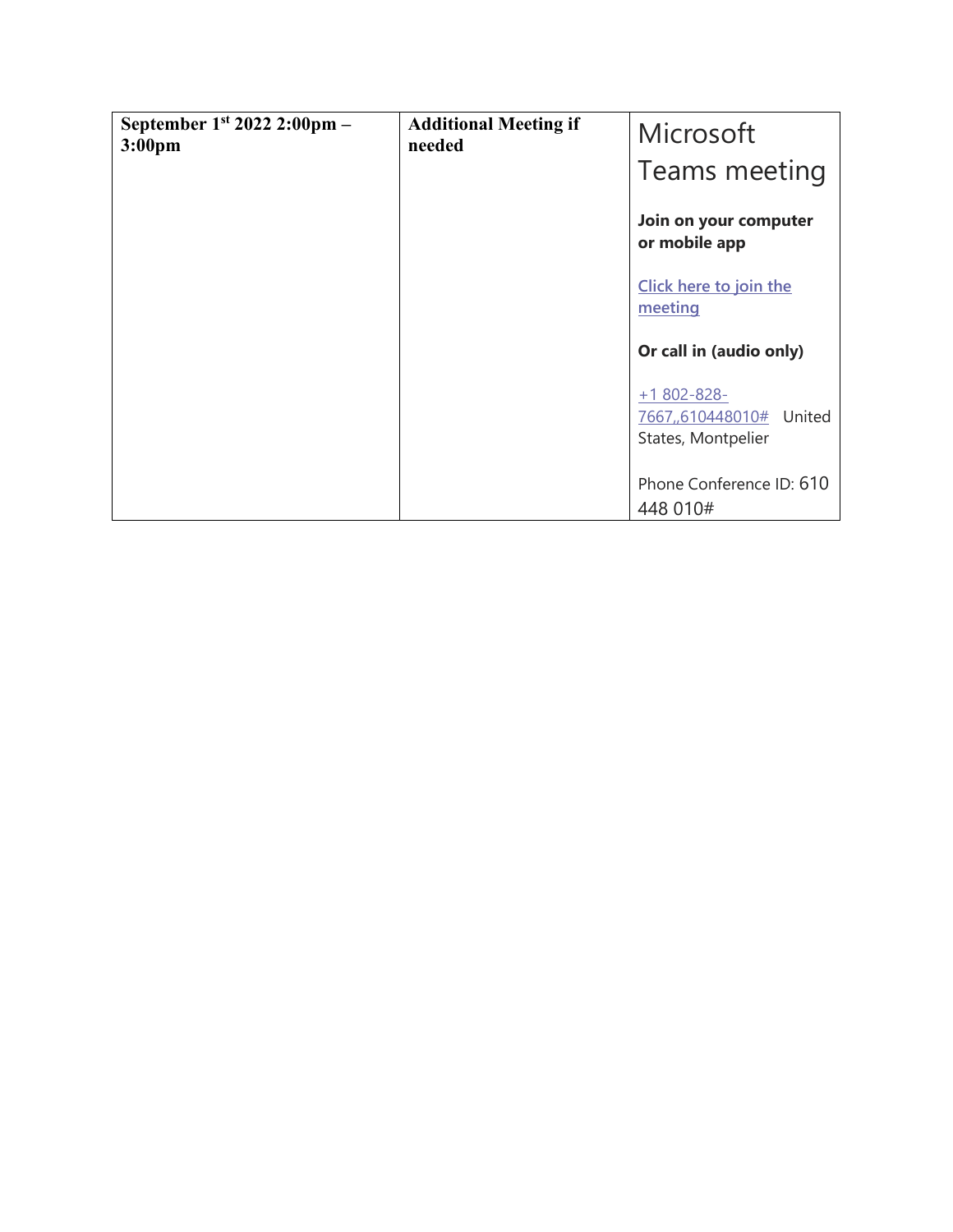| | | |
|---|---|---|
| **September 1st 2022 2:00pm – 3:00pm** | **Additional Meeting if needed** | Microsoft Teams meeting<br><br>**Join on your computer or mobile app**<br><br>Click here to join the meeting<br><br>**Or call in (audio only)**<br><br>+1 802-828-7667,,610448010# United States, Montpelier<br><br>Phone Conference ID: 610 448 010# |